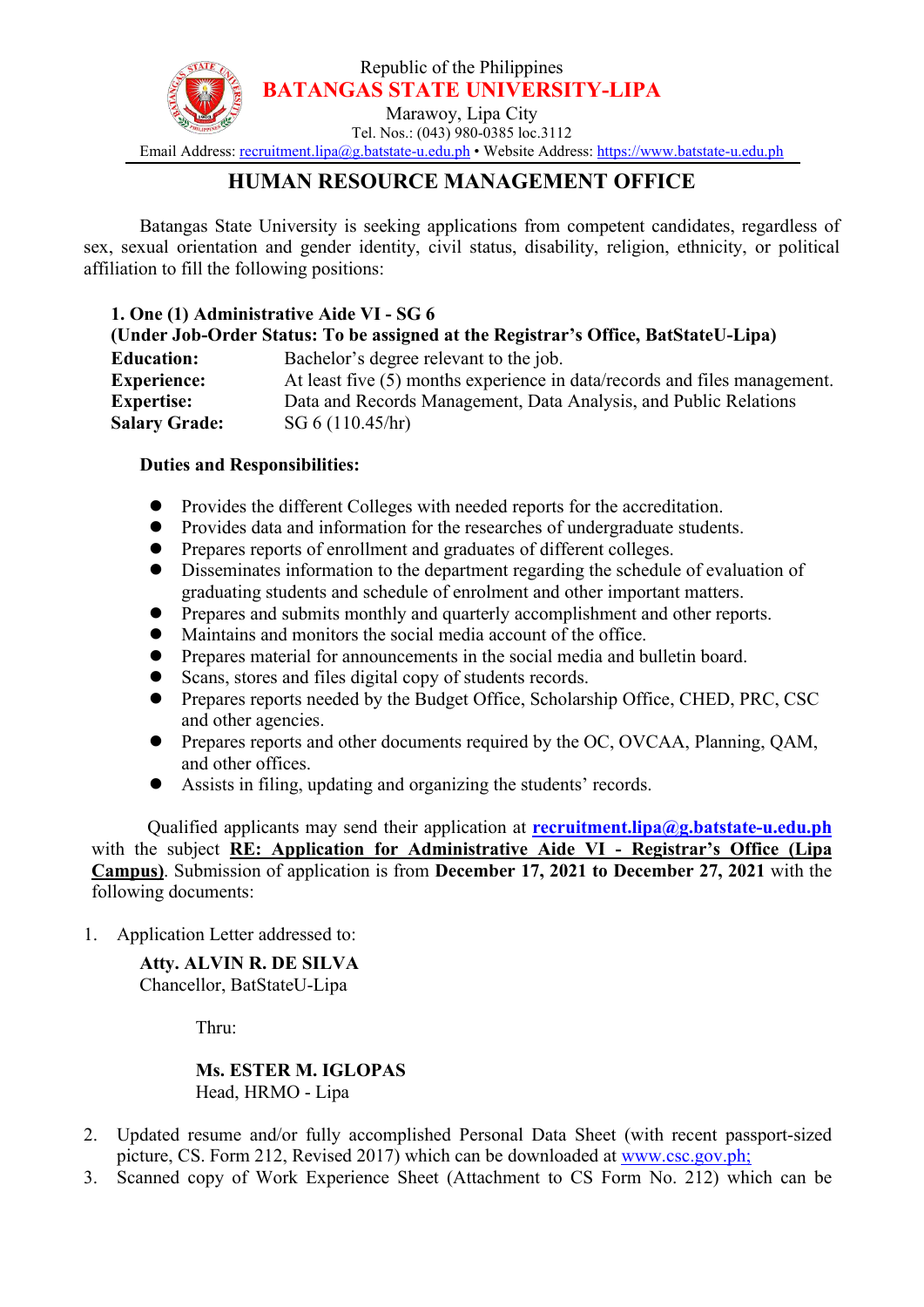Republic of the Philippines
**BATANGAS STATE UNIVERSITY-LIPA**
Marawoy, Lipa City
Tel. Nos.: (043) 980-0385 loc.3112
Email Address: recruitment.lipa@g.batstate-u.edu.ph • Website Address: https://www.batstate-u.edu.ph

# HUMAN RESOURCE MANAGEMENT OFFICE

Batangas State University is seeking applications from competent candidates, regardless of sex, sexual orientation and gender identity, civil status, disability, religion, ethnicity, or political affiliation to fill the following positions:

**1. One (1) Administrative Aide VI - SG 6**
**(Under Job-Order Status: To be assigned at the Registrar's Office, BatStateU-Lipa)**

**Education:** Bachelor's degree relevant to the job.
**Experience:** At least five (5) months experience in data/records and files management.
**Expertise:** Data and Records Management, Data Analysis, and Public Relations
**Salary Grade:** SG 6 (110.45/hr)

**Duties and Responsibilities:**

- Provides the different Colleges with needed reports for the accreditation.
- Provides data and information for the researches of undergraduate students.
- Prepares reports of enrollment and graduates of different colleges.
- Disseminates information to the department regarding the schedule of evaluation of graduating students and schedule of enrolment and other important matters.
- Prepares and submits monthly and quarterly accomplishment and other reports.
- Maintains and monitors the social media account of the office.
- Prepares material for announcements in the social media and bulletin board.
- Scans, stores and files digital copy of students records.
- Prepares reports needed by the Budget Office, Scholarship Office, CHED, PRC, CSC and other agencies.
- Prepares reports and other documents required by the OC, OVCAA, Planning, QAM, and other offices.
- Assists in filing, updating and organizing the students' records.

Qualified applicants may send their application at **recruitment.lipa@g.batstate-u.edu.ph** with the subject **RE: Application for Administrative Aide VI - Registrar's Office (Lipa Campus)**. Submission of application is from **December 17, 2021 to December 27, 2021** with the following documents:

1. Application Letter addressed to:

   **Atty. ALVIN R. DE SILVA**
   Chancellor, BatStateU-Lipa

   Thru:

   **Ms. ESTER M. IGLOPAS**
   Head, HRMO - Lipa

2. Updated resume and/or fully accomplished Personal Data Sheet (with recent passport-sized picture, CS. Form 212, Revised 2017) which can be downloaded at www.csc.gov.ph;
3. Scanned copy of Work Experience Sheet (Attachment to CS Form No. 212) which can be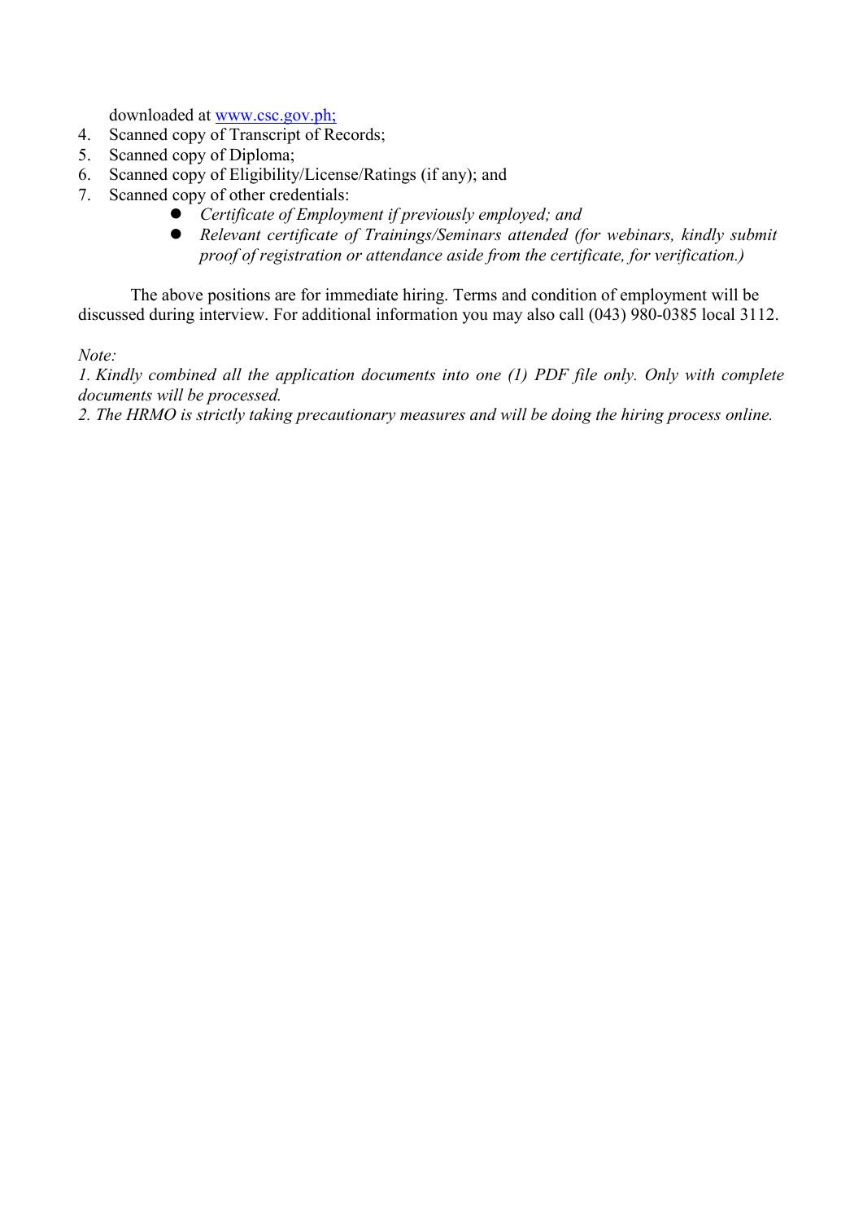downloaded at [www.csc.gov.ph;](http://www.csc.gov.ph)

4. Scanned copy of Transcript of Records;
5. Scanned copy of Diploma;
6. Scanned copy of Eligibility/License/Ratings (if any); and
7. Scanned copy of other credentials:
    - *Certificate of Employment if previously employed; and*
    - *Relevant certificate of Trainings/Seminars attended (for webinars, kindly submit proof of registration or attendance aside from the certificate, for verification.)*

The above positions are for immediate hiring. Terms and condition of employment will be discussed during interview. For additional information you may also call (043) 980-0385 local 3112.

*Note:*

*1. Kindly combined all the application documents into one (1) PDF file only. Only with complete documents will be processed.*

*2. The HRMO is strictly taking precautionary measures and will be doing the hiring process online.*